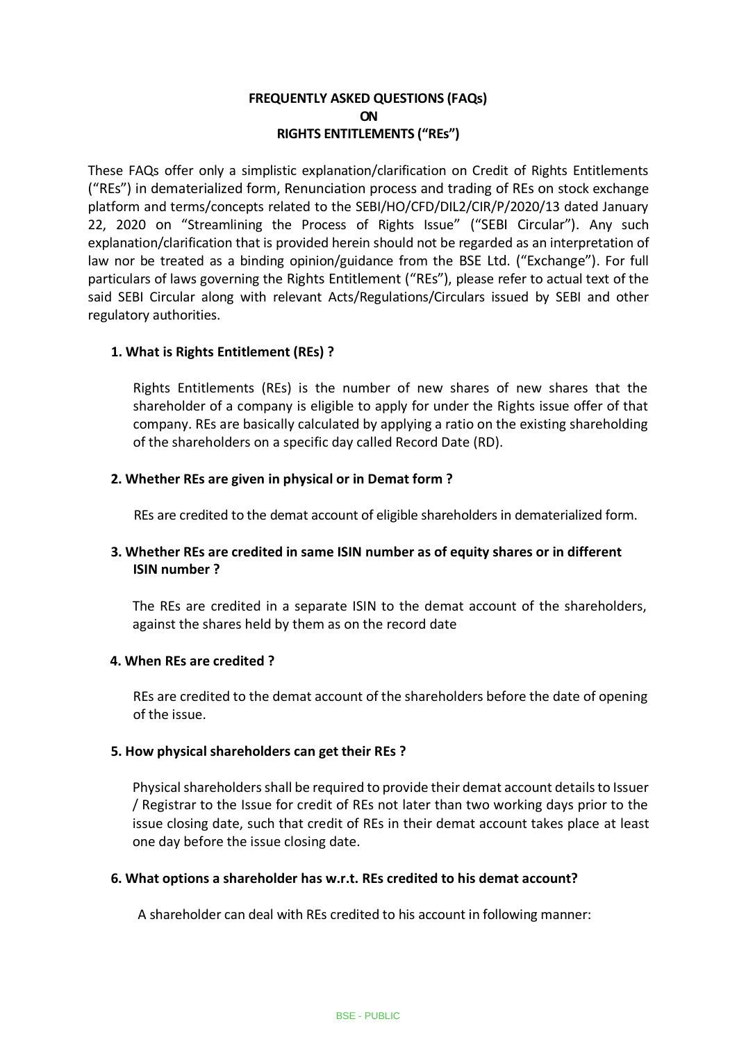# FREQUENTLY ASKED QUESTIONS (FAQs)
# ON
# RIGHTS ENTITLEMENTS ("REs")

These FAQs offer only a simplistic explanation/clarification on Credit of Rights Entitlements ("REs") in dematerialized form, Renunciation process and trading of REs on stock exchange platform and terms/concepts related to the SEBI/HO/CFD/DIL2/CIR/P/2020/13 dated January 22, 2020 on "Streamlining the Process of Rights Issue" ("SEBI Circular"). Any such explanation/clarification that is provided herein should not be regarded as an interpretation of law nor be treated as a binding opinion/guidance from the BSE Ltd. ("Exchange"). For full particulars of laws governing the Rights Entitlement ("REs"), please refer to actual text of the said SEBI Circular along with relevant Acts/Regulations/Circulars issued by SEBI and other regulatory authorities.

**1. What is Rights Entitlement (REs) ?**

Rights Entitlements (REs) is the number of new shares of new shares that the shareholder of a company is eligible to apply for under the Rights issue offer of that company. REs are basically calculated by applying a ratio on the existing shareholding of the shareholders on a specific day called Record Date (RD).

**2. Whether REs are given in physical or in Demat form ?**

REs are credited to the demat account of eligible shareholders in dematerialized form.

**3. Whether REs are credited in same ISIN number as of equity shares or in different ISIN number ?**

The REs are credited in a separate ISIN to the demat account of the shareholders, against the shares held by them as on the record date

**4. When REs are credited ?**

REs are credited to the demat account of the shareholders before the date of opening of the issue.

**5. How physical shareholders can get their REs ?**

Physical shareholders shall be required to provide their demat account details to Issuer / Registrar to the Issue for credit of REs not later than two working days prior to the issue closing date, such that credit of REs in their demat account takes place at least one day before the issue closing date.

**6. What options a shareholder has w.r.t. REs credited to his demat account?**

A shareholder can deal with REs credited to his account in following manner: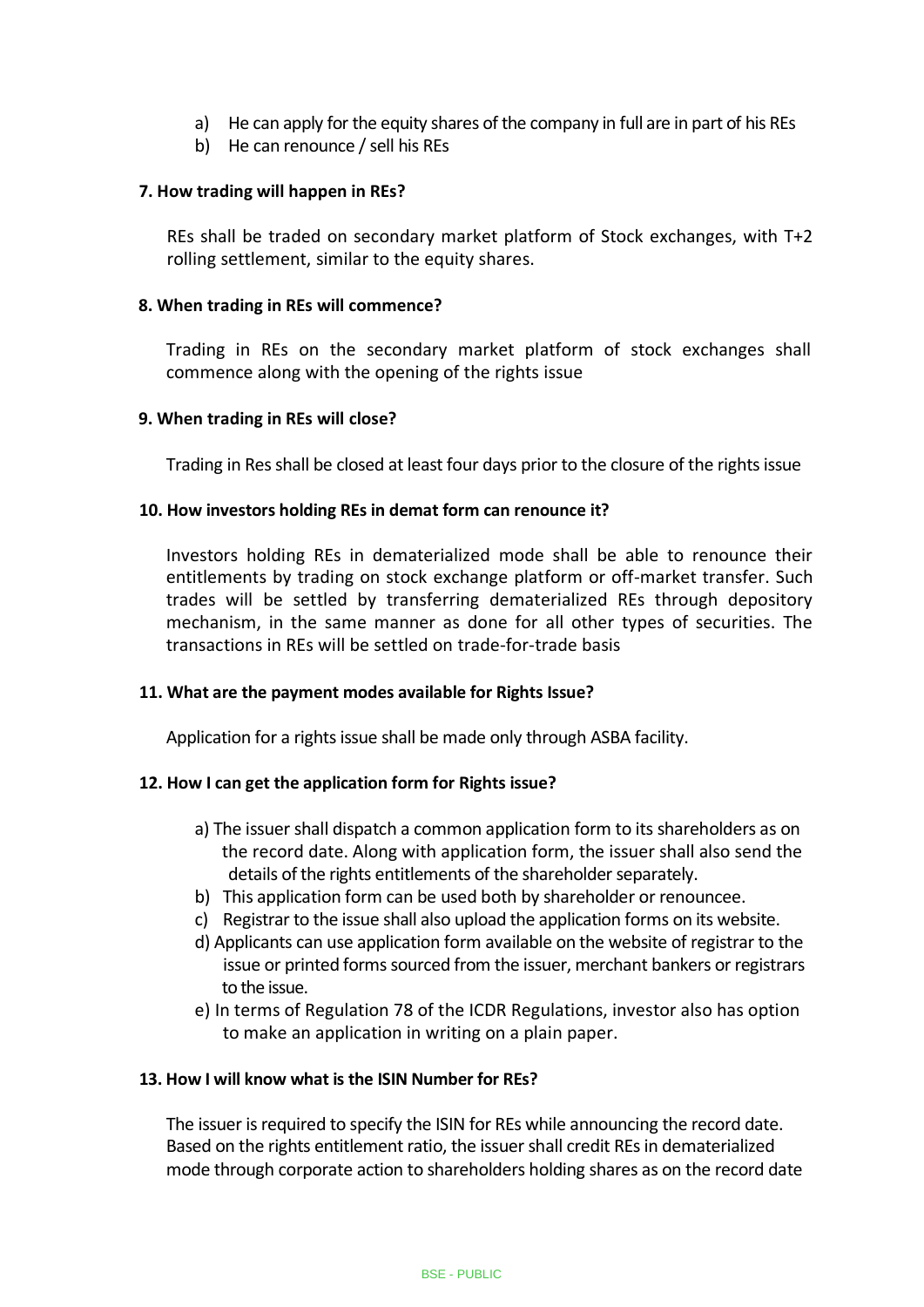a) He can apply for the equity shares of the company in full are in part of his REs
b) He can renounce / sell his REs

**7. How trading will happen in REs?**

REs shall be traded on secondary market platform of Stock exchanges, with T+2 rolling settlement, similar to the equity shares.

**8. When trading in REs will commence?**

Trading in REs on the secondary market platform of stock exchanges shall commence along with the opening of the rights issue

**9. When trading in REs will close?**

Trading in Res shall be closed at least four days prior to the closure of the rights issue

**10. How investors holding REs in demat form can renounce it?**

Investors holding REs in dematerialized mode shall be able to renounce their entitlements by trading on stock exchange platform or off-market transfer. Such trades will be settled by transferring dematerialized REs through depository mechanism, in the same manner as done for all other types of securities. The transactions in REs will be settled on trade-for-trade basis

**11. What are the payment modes available for Rights Issue?**

Application for a rights issue shall be made only through ASBA facility.

**12. How I can get the application form for Rights issue?**

a) The issuer shall dispatch a common application form to its shareholders as on the record date. Along with application form, the issuer shall also send the details of the rights entitlements of the shareholder separately.
b) This application form can be used both by shareholder or renouncee.
c) Registrar to the issue shall also upload the application forms on its website.
d) Applicants can use application form available on the website of registrar to the issue or printed forms sourced from the issuer, merchant bankers or registrars to the issue.
e) In terms of Regulation 78 of the ICDR Regulations, investor also has option to make an application in writing on a plain paper.

**13. How I will know what is the ISIN Number for REs?**

The issuer is required to specify the ISIN for REs while announcing the record date. Based on the rights entitlement ratio, the issuer shall credit REs in dematerialized mode through corporate action to shareholders holding shares as on the record date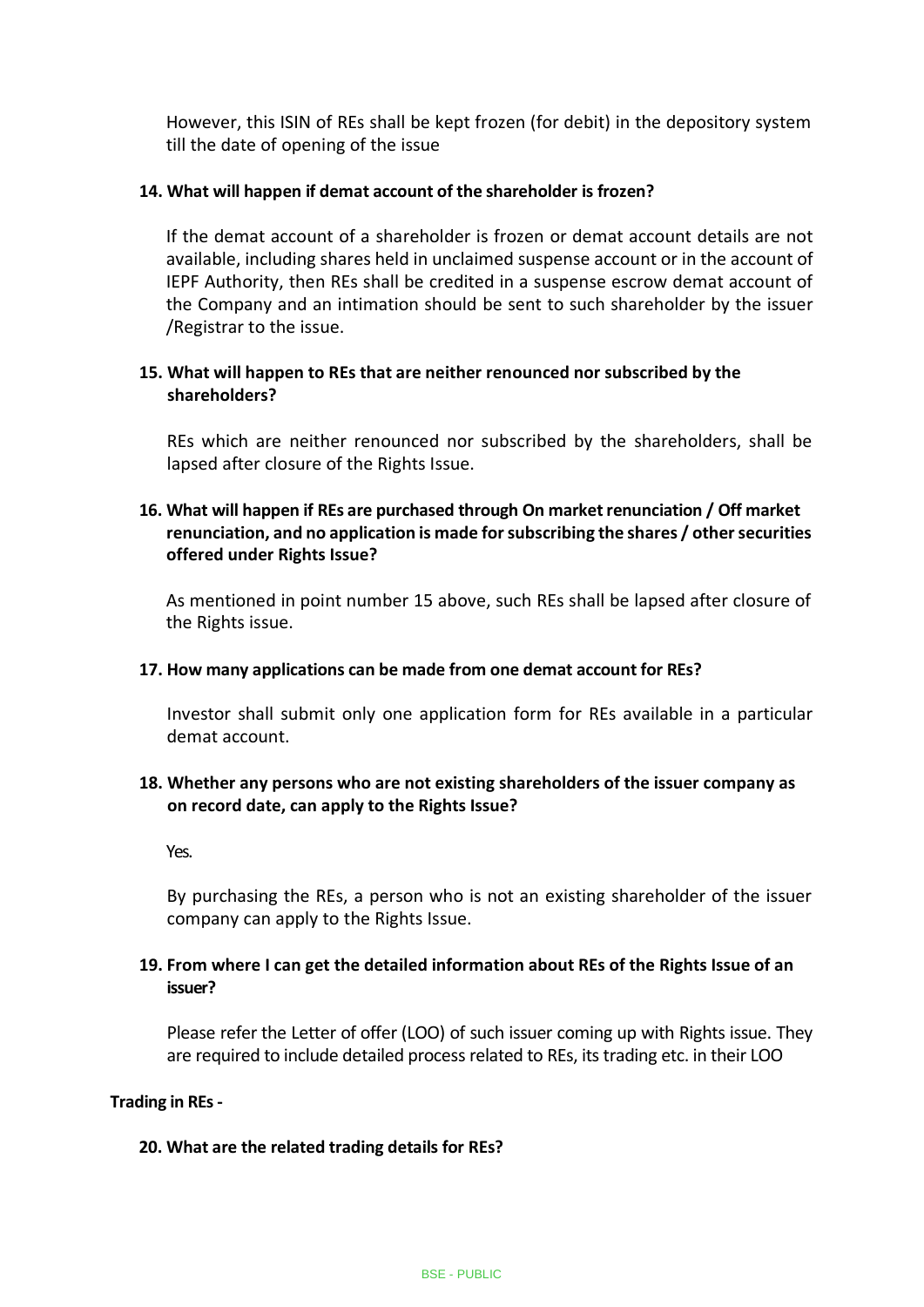However, this ISIN of REs shall be kept frozen (for debit) in the depository system till the date of opening of the issue

**14. What will happen if demat account of the shareholder is frozen?**

If the demat account of a shareholder is frozen or demat account details are not available, including shares held in unclaimed suspense account or in the account of IEPF Authority, then REs shall be credited in a suspense escrow demat account of the Company and an intimation should be sent to such shareholder by the issuer /Registrar to the issue.

**15. What will happen to REs that are neither renounced nor subscribed by the shareholders?**

REs which are neither renounced nor subscribed by the shareholders, shall be lapsed after closure of the Rights Issue.

**16. What will happen if REs are purchased through On market renunciation / Off market renunciation, and no application is made for subscribing the shares / other securities offered under Rights Issue?**

As mentioned in point number 15 above, such REs shall be lapsed after closure of the Rights issue.

**17. How many applications can be made from one demat account for REs?**

Investor shall submit only one application form for REs available in a particular demat account.

**18. Whether any persons who are not existing shareholders of the issuer company as on record date, can apply to the Rights Issue?**

Yes.

By purchasing the REs, a person who is not an existing shareholder of the issuer company can apply to the Rights Issue.

**19. From where I can get the detailed information about REs of the Rights Issue of an issuer?**

Please refer the Letter of offer (LOO) of such issuer coming up with Rights issue. They are required to include detailed process related to REs, its trading etc. in their LOO

**Trading in REs -**

**20. What are the related trading details for REs?**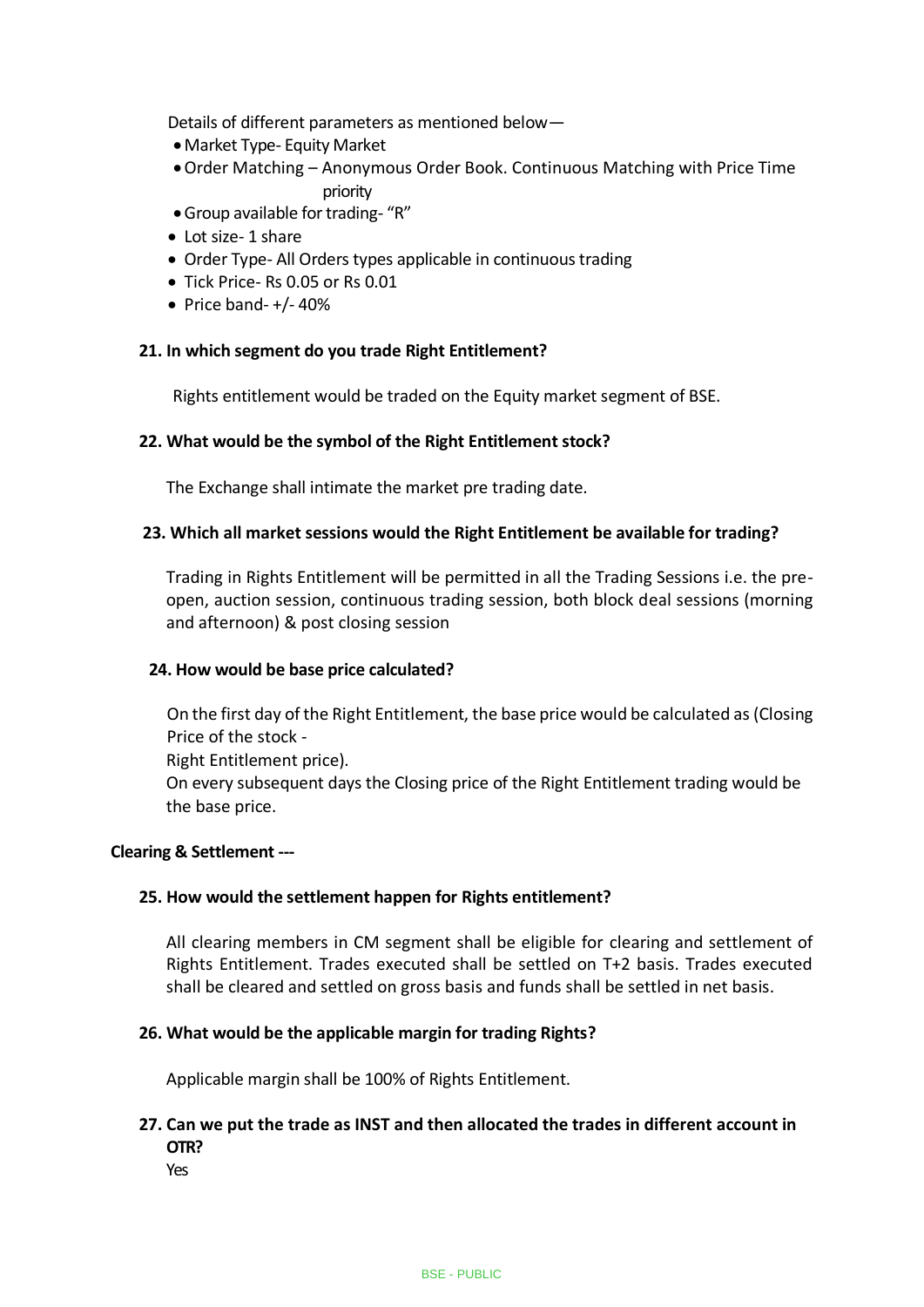Details of different parameters as mentioned below—

- Market Type- Equity Market
- Order Matching – Anonymous Order Book. Continuous Matching with Price Time priority
- Group available for trading- "R"
- Lot size- 1 share
- Order Type- All Orders types applicable in continuous trading
- Tick Price- Rs 0.05 or Rs 0.01
- Price band- +/- 40%

**21. In which segment do you trade Right Entitlement?**

Rights entitlement would be traded on the Equity market segment of BSE.

**22. What would be the symbol of the Right Entitlement stock?**

The Exchange shall intimate the market pre trading date.

**23. Which all market sessions would the Right Entitlement be available for trading?**

Trading in Rights Entitlement will be permitted in all the Trading Sessions i.e. the pre-open, auction session, continuous trading session, both block deal sessions (morning and afternoon) & post closing session

**24. How would be base price calculated?**

On the first day of the Right Entitlement, the base price would be calculated as (Closing Price of the stock -
Right Entitlement price).
On every subsequent days the Closing price of the Right Entitlement trading would be the base price.

**Clearing & Settlement ---**

**25. How would the settlement happen for Rights entitlement?**

All clearing members in CM segment shall be eligible for clearing and settlement of Rights Entitlement. Trades executed shall be settled on T+2 basis. Trades executed shall be cleared and settled on gross basis and funds shall be settled in net basis.

**26. What would be the applicable margin for trading Rights?**

Applicable margin shall be 100% of Rights Entitlement.

**27. Can we put the trade as INST and then allocated the trades in different account in OTR?**

Yes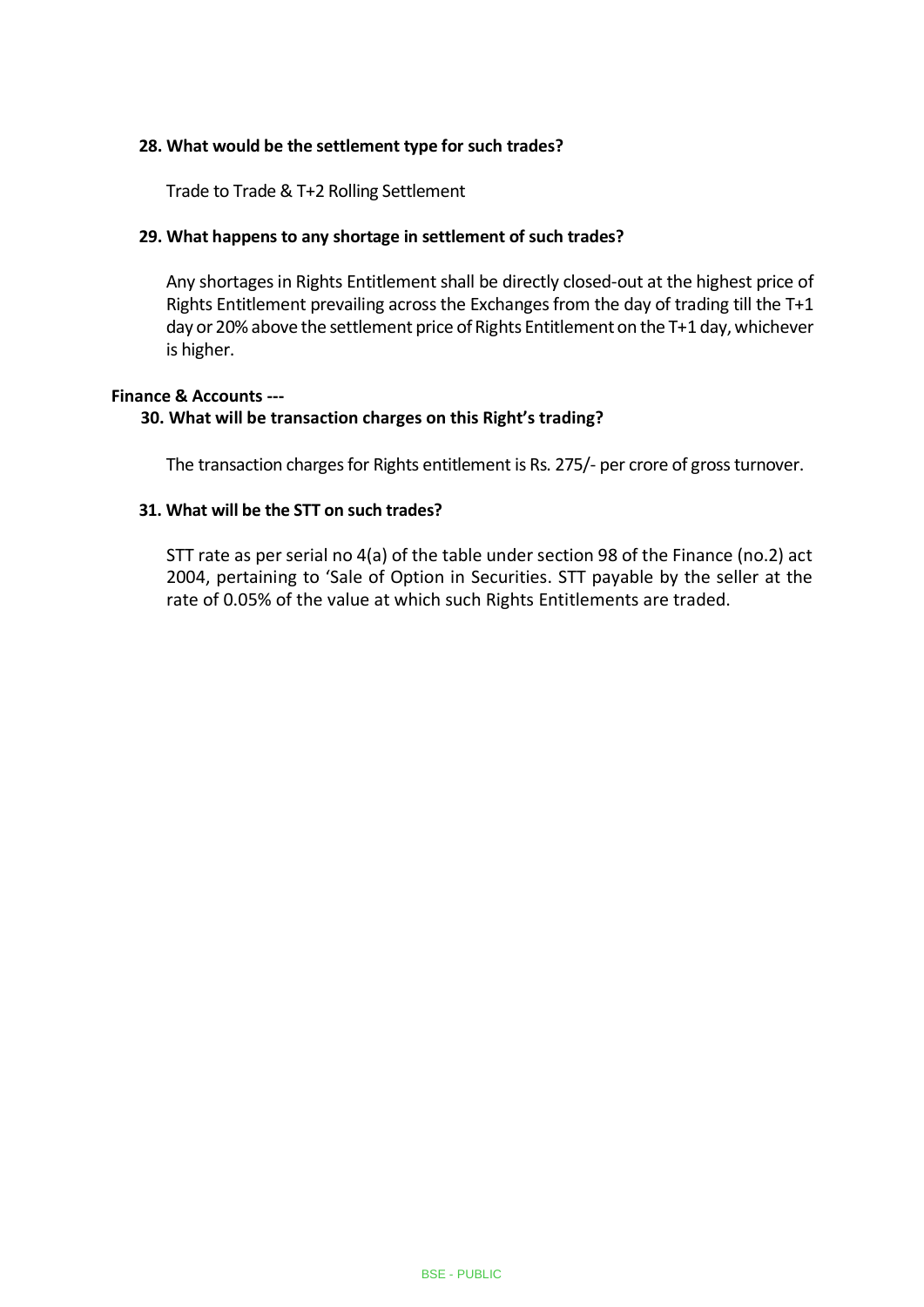**28. What would be the settlement type for such trades?**

Trade to Trade & T+2 Rolling Settlement

**29. What happens to any shortage in settlement of such trades?**

Any shortages in Rights Entitlement shall be directly closed-out at the highest price of Rights Entitlement prevailing across the Exchanges from the day of trading till the T+1 day or 20% above the settlement price of Rights Entitlement on the T+1 day, whichever is higher.

**Finance & Accounts ---**

**30. What will be transaction charges on this Right's trading?**

The transaction charges for Rights entitlement is Rs. 275/- per crore of gross turnover.

**31. What will be the STT on such trades?**

STT rate as per serial no 4(a) of the table under section 98 of the Finance (no.2) act 2004, pertaining to 'Sale of Option in Securities. STT payable by the seller at the rate of 0.05% of the value at which such Rights Entitlements are traded.